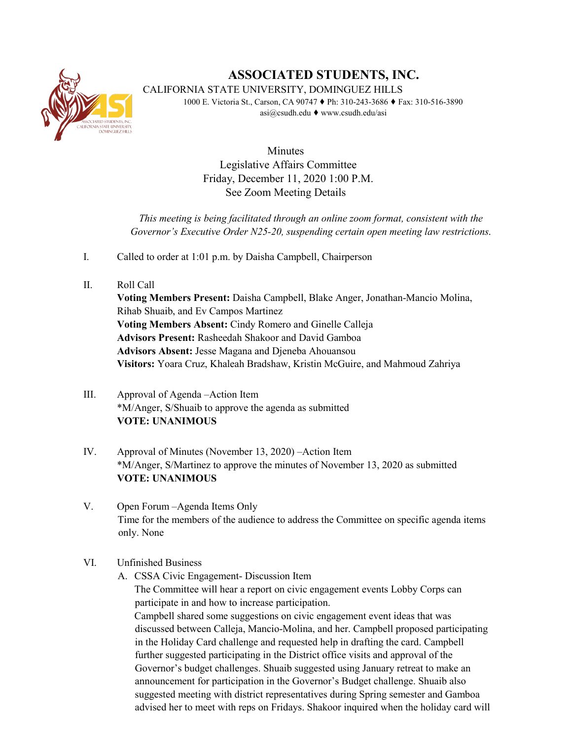# ASSOCIATED STUDENTS, INC.

CALIFORNIA STATE UNIVERSITY, DOMINGUEZ HILLS

1000 E. Victoria St., Carson, CA 90747 ♦ Ph: 310-243-3686 ♦ Fax: 310-516-3890
asi@csudh.edu ♦ www.csudh.edu/asi

Minutes
Legislative Affairs Committee
Friday, December 11, 2020 1:00 P.M.
See Zoom Meeting Details

*This meeting is being facilitated through an online zoom format, consistent with the Governor's Executive Order N25-20, suspending certain open meeting law restrictions.*

I. Called to order at 1:01 p.m. by Daisha Campbell, Chairperson

II. Roll Call
**Voting Members Present:** Daisha Campbell, Blake Anger, Jonathan-Mancio Molina, Rihab Shuaib, and Ev Campos Martinez
**Voting Members Absent:** Cindy Romero and Ginelle Calleja
**Advisors Present:** Rasheedah Shakoor and David Gamboa
**Advisors Absent:** Jesse Magana and Djeneba Ahouansou
**Visitors:** Yoara Cruz, Khaleah Bradshaw, Kristin McGuire, and Mahmoud Zahriya

III. Approval of Agenda –Action Item
*M/Anger, S/Shuaib to approve the agenda as submitted
**VOTE: UNANIMOUS**

IV. Approval of Minutes (November 13, 2020) –Action Item
*M/Anger, S/Martinez to approve the minutes of November 13, 2020 as submitted
**VOTE: UNANIMOUS**

V. Open Forum –Agenda Items Only
Time for the members of the audience to address the Committee on specific agenda items only. None

VI. Unfinished Business
A. CSSA Civic Engagement- Discussion Item
The Committee will hear a report on civic engagement events Lobby Corps can participate in and how to increase participation.
Campbell shared some suggestions on civic engagement event ideas that was discussed between Calleja, Mancio-Molina, and her. Campbell proposed participating in the Holiday Card challenge and requested help in drafting the card. Campbell further suggested participating in the District office visits and approval of the Governor's budget challenges. Shuaib suggested using January retreat to make an announcement for participation in the Governor's Budget challenge. Shuaib also suggested meeting with district representatives during Spring semester and Gamboa advised her to meet with reps on Fridays. Shakoor inquired when the holiday card will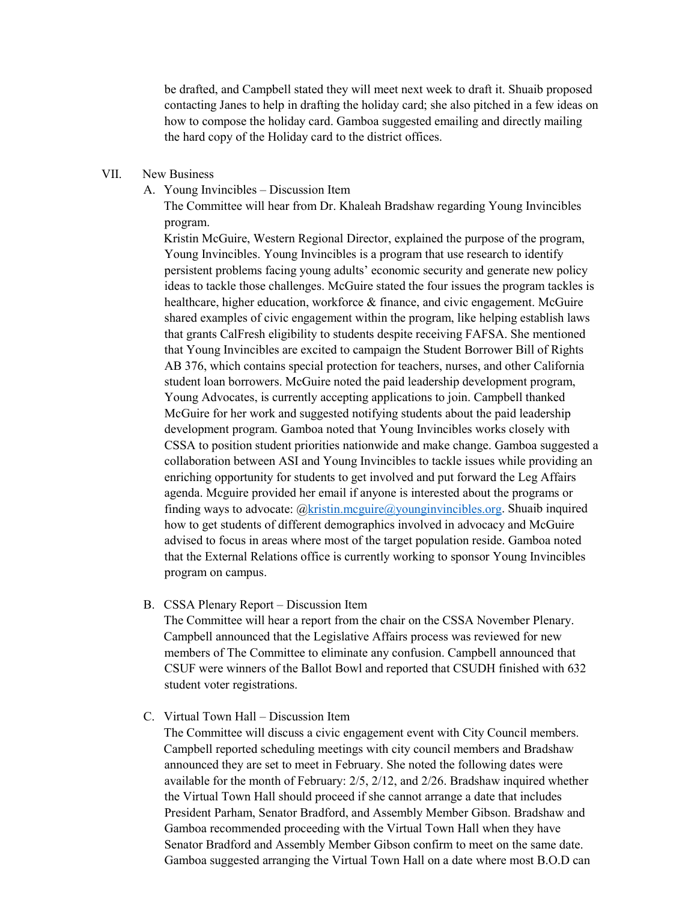be drafted, and Campbell stated they will meet next week to draft it. Shuaib proposed contacting Janes to help in drafting the holiday card; she also pitched in a few ideas on how to compose the holiday card. Gamboa suggested emailing and directly mailing the hard copy of the Holiday card to the district offices.

VII. New Business

A. Young Invincibles – Discussion Item

The Committee will hear from Dr. Khaleah Bradshaw regarding Young Invincibles program.

Kristin McGuire, Western Regional Director, explained the purpose of the program, Young Invincibles. Young Invincibles is a program that use research to identify persistent problems facing young adults' economic security and generate new policy ideas to tackle those challenges. McGuire stated the four issues the program tackles is healthcare, higher education, workforce & finance, and civic engagement. McGuire shared examples of civic engagement within the program, like helping establish laws that grants CalFresh eligibility to students despite receiving FAFSA. She mentioned that Young Invincibles are excited to campaign the Student Borrower Bill of Rights AB 376, which contains special protection for teachers, nurses, and other California student loan borrowers. McGuire noted the paid leadership development program, Young Advocates, is currently accepting applications to join. Campbell thanked McGuire for her work and suggested notifying students about the paid leadership development program. Gamboa noted that Young Invincibles works closely with CSSA to position student priorities nationwide and make change. Gamboa suggested a collaboration between ASI and Young Invincibles to tackle issues while providing an enriching opportunity for students to get involved and put forward the Leg Affairs agenda. Mcguire provided her email if anyone is interested about the programs or finding ways to advocate: @kristin.mcguire@younginvincibles.org. Shuaib inquired how to get students of different demographics involved in advocacy and McGuire advised to focus in areas where most of the target population reside. Gamboa noted that the External Relations office is currently working to sponsor Young Invincibles program on campus.

B. CSSA Plenary Report – Discussion Item

The Committee will hear a report from the chair on the CSSA November Plenary. Campbell announced that the Legislative Affairs process was reviewed for new members of The Committee to eliminate any confusion. Campbell announced that CSUF were winners of the Ballot Bowl and reported that CSUDH finished with 632 student voter registrations.

C. Virtual Town Hall – Discussion Item

The Committee will discuss a civic engagement event with City Council members. Campbell reported scheduling meetings with city council members and Bradshaw announced they are set to meet in February. She noted the following dates were available for the month of February: 2/5, 2/12, and 2/26. Bradshaw inquired whether the Virtual Town Hall should proceed if she cannot arrange a date that includes President Parham, Senator Bradford, and Assembly Member Gibson. Bradshaw and Gamboa recommended proceeding with the Virtual Town Hall when they have Senator Bradford and Assembly Member Gibson confirm to meet on the same date. Gamboa suggested arranging the Virtual Town Hall on a date where most B.O.D can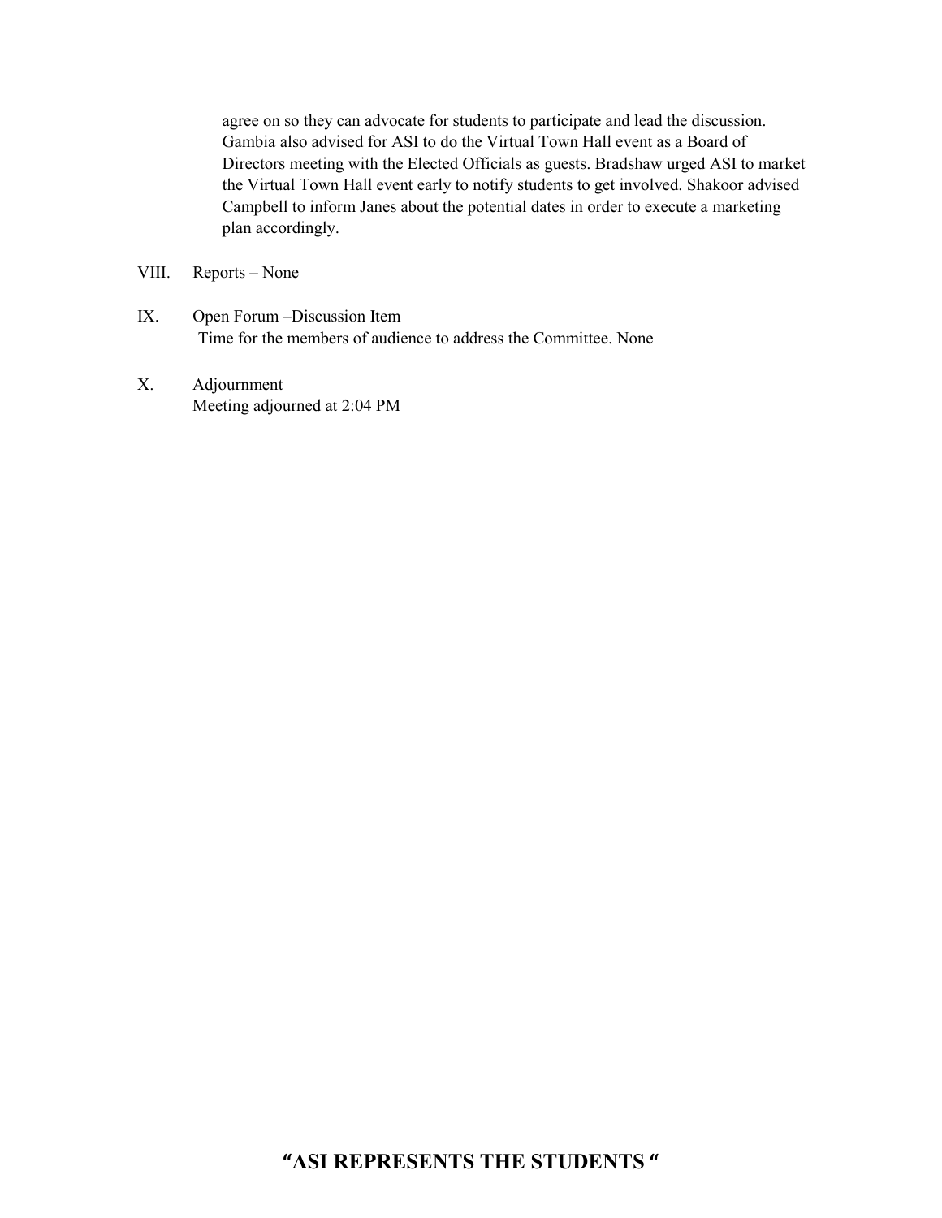agree on so they can advocate for students to participate and lead the discussion. Gambia also advised for ASI to do the Virtual Town Hall event as a Board of Directors meeting with the Elected Officials as guests. Bradshaw urged ASI to market the Virtual Town Hall event early to notify students to get involved. Shakoor advised Campbell to inform Janes about the potential dates in order to execute a marketing plan accordingly.

VIII. Reports – None

IX. Open Forum –Discussion Item
Time for the members of audience to address the Committee. None

X. Adjournment
Meeting adjourned at 2:04 PM

**"ASI REPRESENTS THE STUDENTS "**